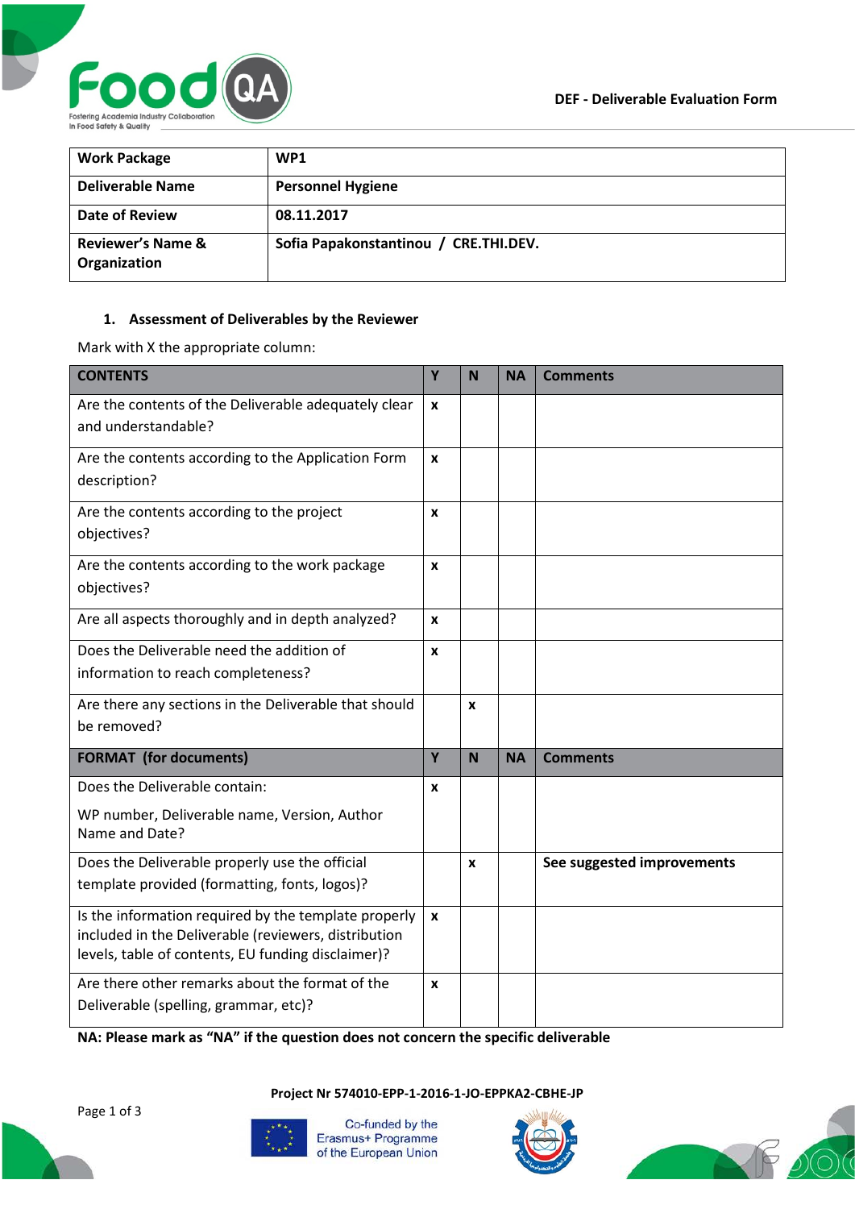**DEF - Deliverable Evaluation Form**

| Work Package | WP1 |
|---|---|
| Deliverable Name | Personnel Hygiene |
| Date of Review | 08.11.2017 |
| Reviewer's Name & Organization | Sofia Papakonstantinou / CRE.THI.DEV. |

1. **Assessment of Deliverables by the Reviewer**

Mark with X the appropriate column:

| CONTENTS | Y | N | NA | Comments |
|---|---|---|---|---|
| Are the contents of the Deliverable adequately clear and understandable? | x | | | |
| Are the contents according to the Application Form description? | x | | | |
| Are the contents according to the project objectives? | x | | | |
| Are the contents according to the work package objectives? | x | | | |
| Are all aspects thoroughly and in depth analyzed? | x | | | |
| Does the Deliverable need the addition of information to reach completeness? | x | | | |
| Are there any sections in the Deliverable that should be removed? | | x | | |
| **FORMAT (for documents)** | **Y** | **N** | **NA** | **Comments** |
| Does the Deliverable contain: WP number, Deliverable name, Version, Author Name and Date? | x | | | |
| Does the Deliverable properly use the official template provided (formatting, fonts, logos)? | | x | | **See suggested improvements** |
| Is the information required by the template properly included in the Deliverable (reviewers, distribution levels, table of contents, EU funding disclaimer)? | x | | | |
| Are there other remarks about the format of the Deliverable (spelling, grammar, etc)? | x | | | |

**NA: Please mark as "NA" if the question does not concern the specific deliverable**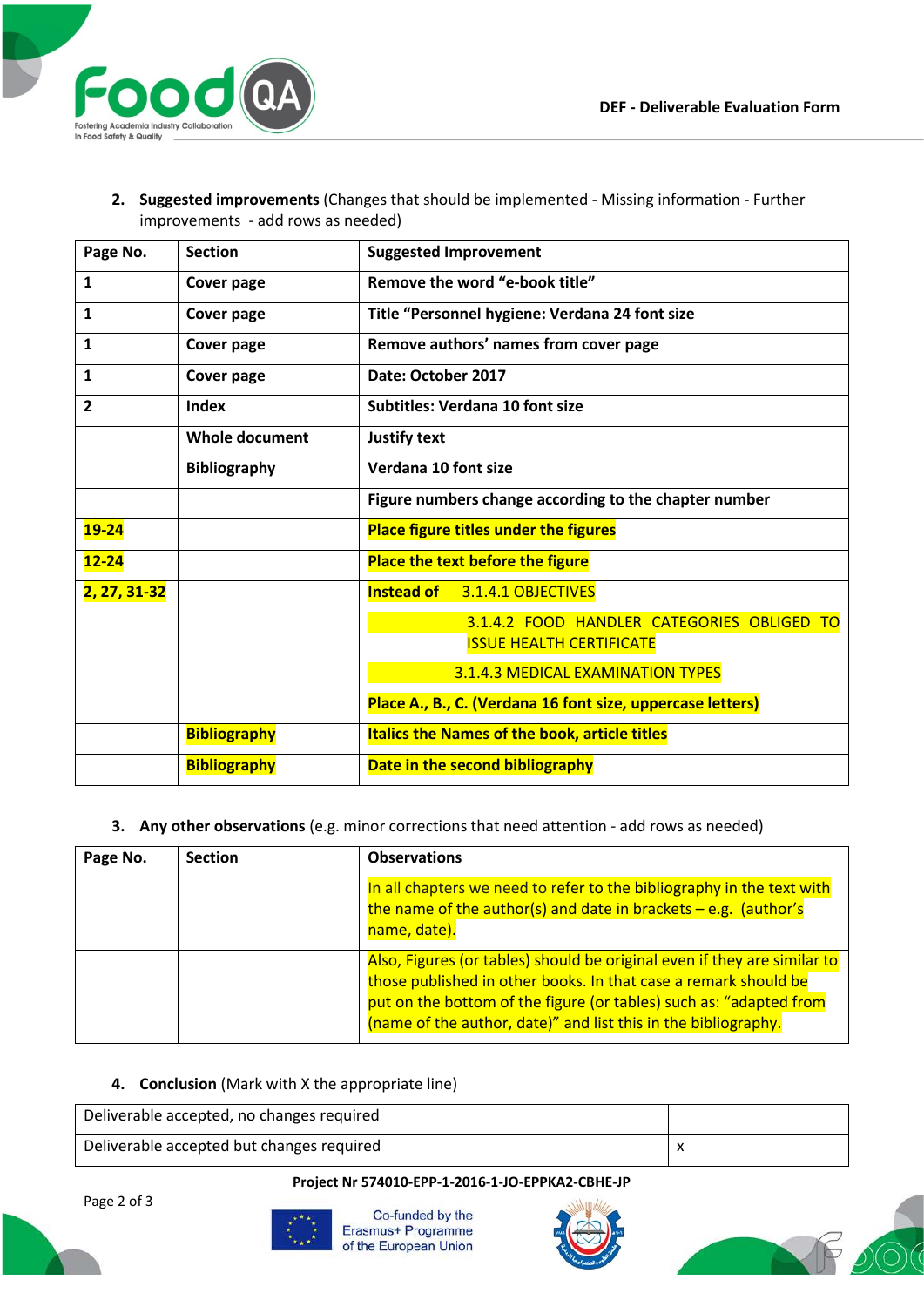2. **Suggested improvements** (Changes that should be implemented - Missing information - Further improvements - add rows as needed)

| Page No. | Section | Suggested Improvement |
|---|---|---|
| 1 | Cover page | Remove the word "e-book title" |
| 1 | Cover page | Title "Personnel hygiene: Verdana 24 font size |
| 1 | Cover page | Remove authors' names from cover page |
| 1 | Cover page | Date: October 2017 |
| 2 | Index | Subtitles: Verdana 10 font size |
| | Whole document | Justify text |
| | Bibliography | Verdana 10 font size |
| | | Figure numbers change according to the chapter number |
| 19-24 | | Place figure titles under the figures |
| 12-24 | | Place the text before the figure |
| 2, 27, 31-32 | | Instead of 3.1.4.1 OBJECTIVES<br>3.1.4.2 FOOD HANDLER CATEGORIES OBLIGED TO ISSUE HEALTH CERTIFICATE<br>3.1.4.3 MEDICAL EXAMINATION TYPES<br>Place A., B., C. (Verdana 16 font size, uppercase letters) |
| | Bibliography | Italics the Names of the book, article titles |
| | Bibliography | Date in the second bibliography |

3. **Any other observations** (e.g. minor corrections that need attention - add rows as needed)

| Page No. | Section | Observations |
|---|---|---|
| | | In all chapters we need to refer to the bibliography in the text with the name of the author(s) and date in brackets – e.g. (author's name, date). |
| | | Also, Figures (or tables) should be original even if they are similar to those published in other books. In that case a remark should be put on the bottom of the figure (or tables) such as: "adapted from (name of the author, date)" and list this in the bibliography. |

4. **Conclusion** (Mark with X the appropriate line)

| | |
|---|---|
| Deliverable accepted, no changes required | |
| Deliverable accepted but changes required | x |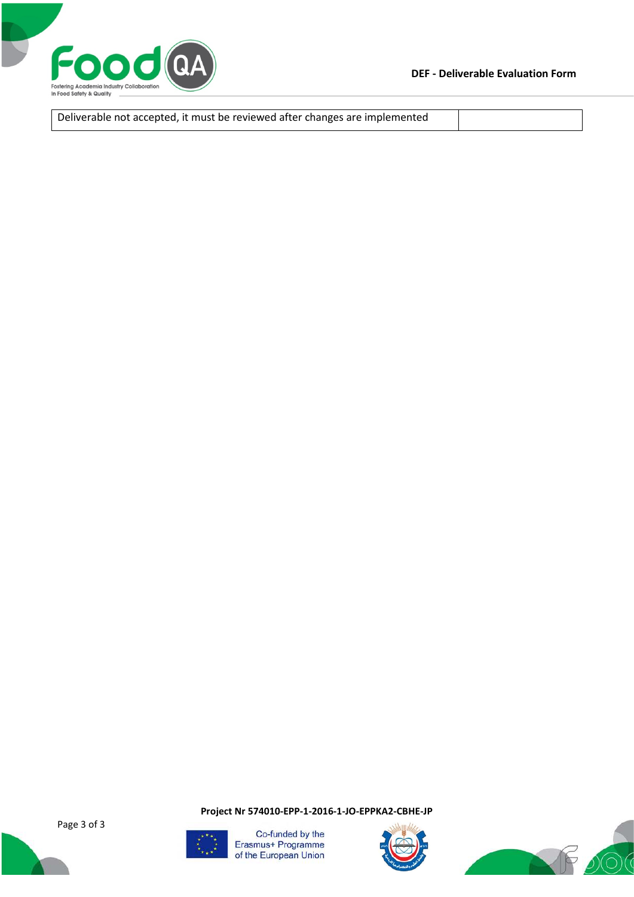| | |
|---|---|
| Deliverable not accepted, it must be reviewed after changes are implemented | |